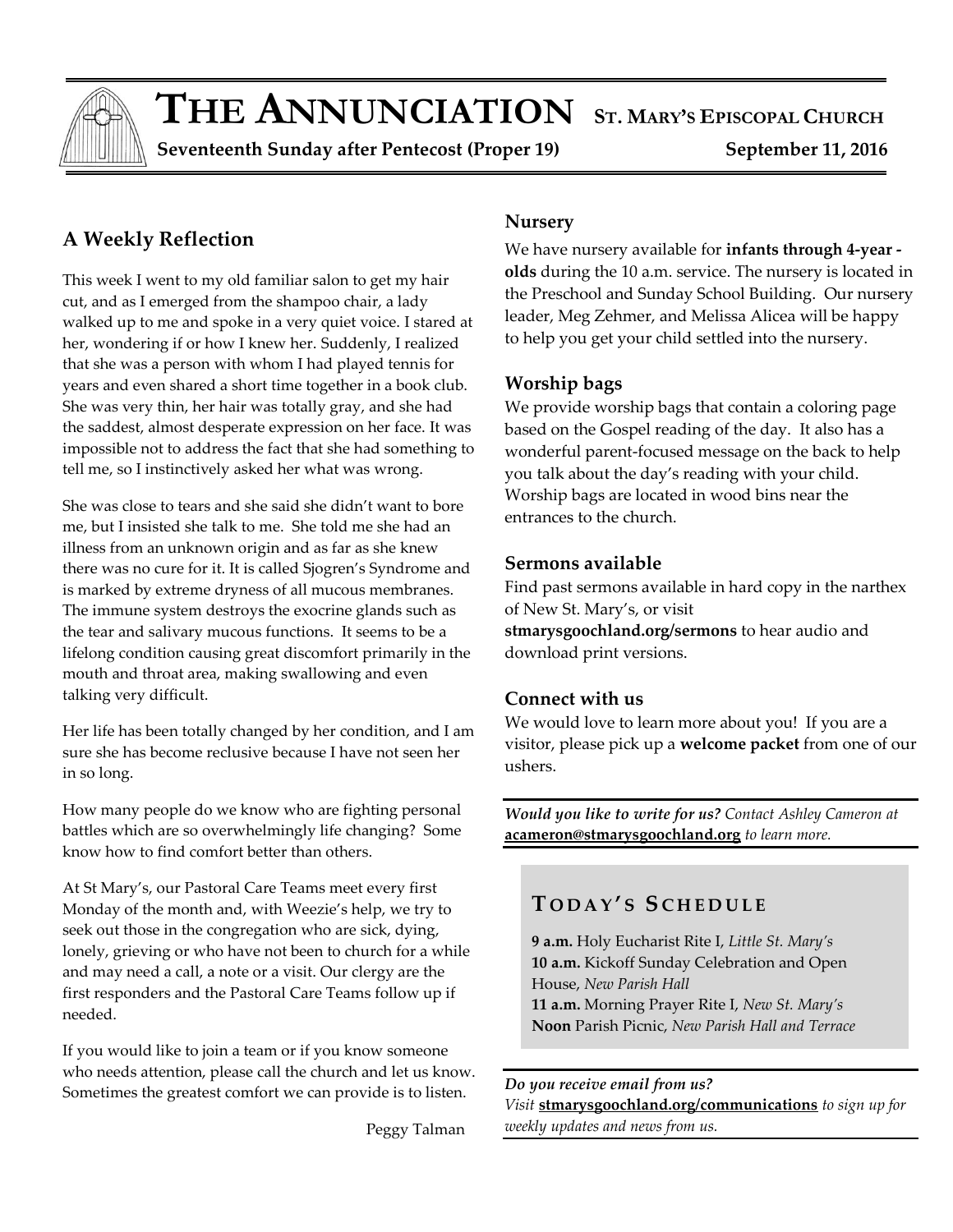# THE ANNUNCIATION — ST. MARY'S EPISCOPAL CHURCH

**Seventeenth Sunday after Pentecost (Proper 19)** **September 11, 2016**

## A Weekly Reflection

This week I went to my old familiar salon to get my hair cut, and as I emerged from the shampoo chair, a lady walked up to me and spoke in a very quiet voice. I stared at her, wondering if or how I knew her. Suddenly, I realized that she was a person with whom I had played tennis for years and even shared a short time together in a book club. She was very thin, her hair was totally gray, and she had the saddest, almost desperate expression on her face. It was impossible not to address the fact that she had something to tell me, so I instinctively asked her what was wrong.

She was close to tears and she said she didn't want to bore me, but I insisted she talk to me. She told me she had an illness from an unknown origin and as far as she knew there was no cure for it. It is called Sjogren's Syndrome and is marked by extreme dryness of all mucous membranes. The immune system destroys the exocrine glands such as the tear and salivary mucous functions. It seems to be a lifelong condition causing great discomfort primarily in the mouth and throat area, making swallowing and even talking very difficult.

Her life has been totally changed by her condition, and I am sure she has become reclusive because I have not seen her in so long.

How many people do we know who are fighting personal battles which are so overwhelmingly life changing? Some know how to find comfort better than others.

At St Mary's, our Pastoral Care Teams meet every first Monday of the month and, with Weezie's help, we try to seek out those in the congregation who are sick, dying, lonely, grieving or who have not been to church for a while and may need a call, a note or a visit. Our clergy are the first responders and the Pastoral Care Teams follow up if needed.

If you would like to join a team or if you know someone who needs attention, please call the church and let us know. Sometimes the greatest comfort we can provide is to listen.

Peggy Talman

### Nursery

We have nursery available for **infants through 4-year -olds** during the 10 a.m. service. The nursery is located in the Preschool and Sunday School Building. Our nursery leader, Meg Zehmer, and Melissa Alicea will be happy to help you get your child settled into the nursery.

### Worship bags

We provide worship bags that contain a coloring page based on the Gospel reading of the day. It also has a wonderful parent-focused message on the back to help you talk about the day's reading with your child. Worship bags are located in wood bins near the entrances to the church.

### Sermons available

Find past sermons available in hard copy in the narthex of New St. Mary's, or visit **stmarysgoochland.org/sermons** to hear audio and download print versions.

### Connect with us

We would love to learn more about you! If you are a visitor, please pick up a **welcome packet** from one of our ushers.

***Would you like to write for us?*** *Contact Ashley Cameron at* **acameron@stmarysgoochland.org** *to learn more.*

## TODAY'S SCHEDULE

**9 a.m.** Holy Eucharist Rite I, *Little St. Mary's*
**10 a.m.** Kickoff Sunday Celebration and Open House, *New Parish Hall*
**11 a.m.** Morning Prayer Rite I, *New St. Mary's*
**Noon** Parish Picnic, *New Parish Hall and Terrace*

***Do you receive email from us?***
*Visit* **stmarysgoochland.org/communications** *to sign up for weekly updates and news from us.*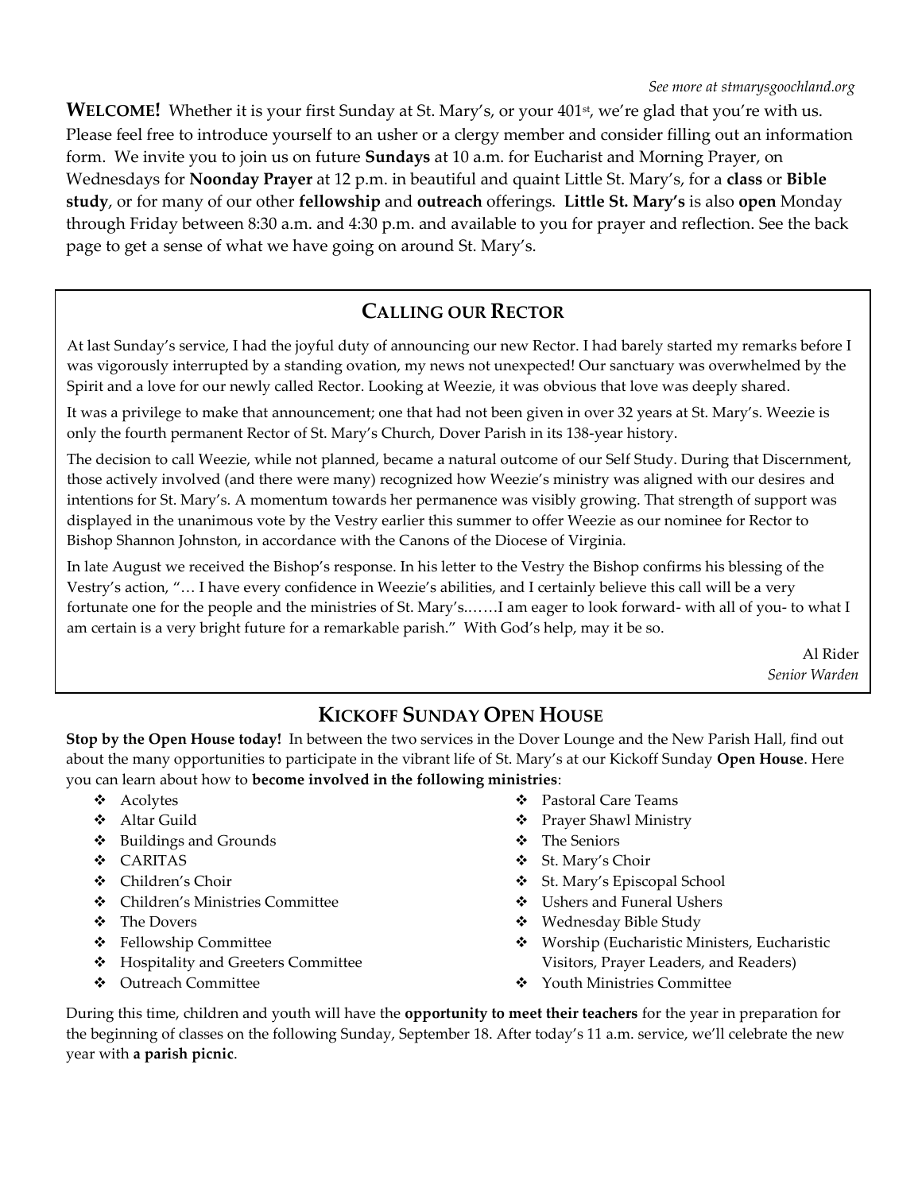*See more at stmarysgoochland.org*

**WELCOME!** Whether it is your first Sunday at St. Mary's, or your 401st, we're glad that you're with us. Please feel free to introduce yourself to an usher or a clergy member and consider filling out an information form. We invite you to join us on future **Sundays** at 10 a.m. for Eucharist and Morning Prayer, on Wednesdays for **Noonday Prayer** at 12 p.m. in beautiful and quaint Little St. Mary's, for a **class** or **Bible study**, or for many of our other **fellowship** and **outreach** offerings. **Little St. Mary's** is also **open** Monday through Friday between 8:30 a.m. and 4:30 p.m. and available to you for prayer and reflection. See the back page to get a sense of what we have going on around St. Mary's.

## CALLING OUR RECTOR

At last Sunday's service, I had the joyful duty of announcing our new Rector. I had barely started my remarks before I was vigorously interrupted by a standing ovation, my news not unexpected! Our sanctuary was overwhelmed by the Spirit and a love for our newly called Rector. Looking at Weezie, it was obvious that love was deeply shared.

It was a privilege to make that announcement; one that had not been given in over 32 years at St. Mary's. Weezie is only the fourth permanent Rector of St. Mary's Church, Dover Parish in its 138-year history.

The decision to call Weezie, while not planned, became a natural outcome of our Self Study. During that Discernment, those actively involved (and there were many) recognized how Weezie's ministry was aligned with our desires and intentions for St. Mary's. A momentum towards her permanence was visibly growing. That strength of support was displayed in the unanimous vote by the Vestry earlier this summer to offer Weezie as our nominee for Rector to Bishop Shannon Johnston, in accordance with the Canons of the Diocese of Virginia.

In late August we received the Bishop's response. In his letter to the Vestry the Bishop confirms his blessing of the Vestry's action, "… I have every confidence in Weezie's abilities, and I certainly believe this call will be a very fortunate one for the people and the ministries of St. Mary's.……I am eager to look forward- with all of you- to what I am certain is a very bright future for a remarkable parish." With God's help, may it be so.

Al Rider
*Senior Warden*

## KICKOFF SUNDAY OPEN HOUSE

**Stop by the Open House today!** In between the two services in the Dover Lounge and the New Parish Hall, find out about the many opportunities to participate in the vibrant life of St. Mary's at our Kickoff Sunday **Open House**. Here you can learn about how to **become involved in the following ministries**:

- Acolytes
- Altar Guild
- Buildings and Grounds
- CARITAS
- Children's Choir
- Children's Ministries Committee
- The Dovers
- Fellowship Committee
- Hospitality and Greeters Committee
- Outreach Committee
- Pastoral Care Teams
- Prayer Shawl Ministry
- The Seniors
- St. Mary's Choir
- St. Mary's Episcopal School
- Ushers and Funeral Ushers
- Wednesday Bible Study
- Worship (Eucharistic Ministers, Eucharistic Visitors, Prayer Leaders, and Readers)
- Youth Ministries Committee

During this time, children and youth will have the **opportunity to meet their teachers** for the year in preparation for the beginning of classes on the following Sunday, September 18. After today's 11 a.m. service, we'll celebrate the new year with **a parish picnic**.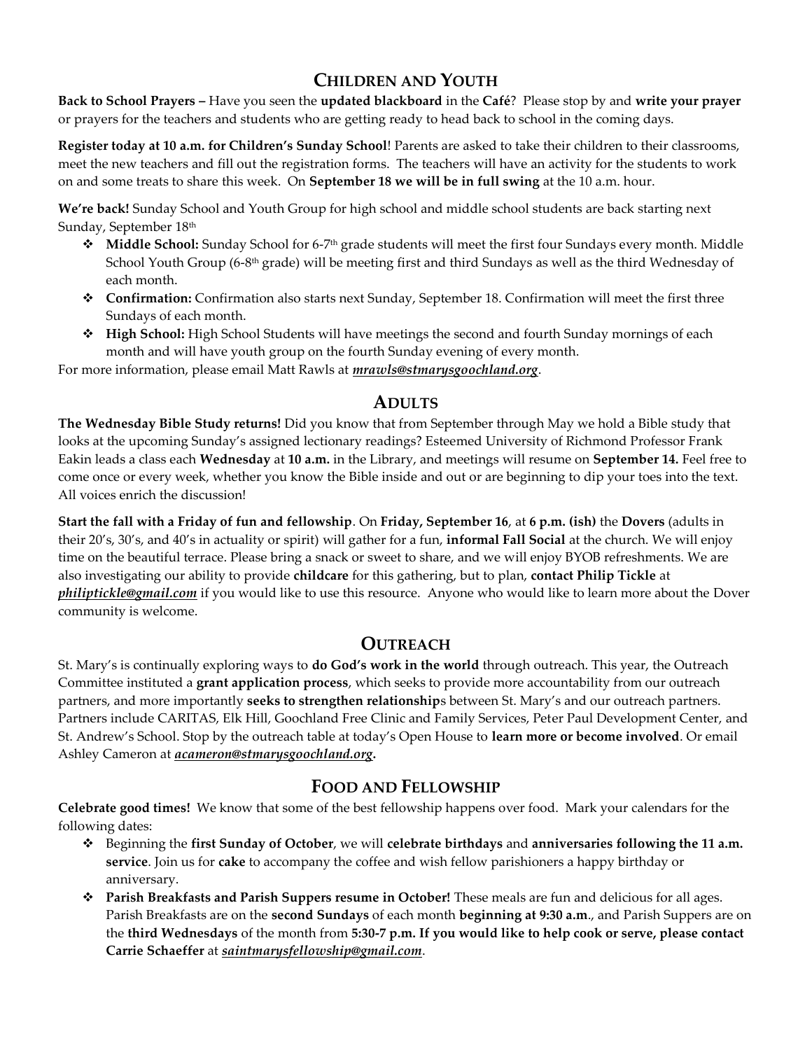## CHILDREN AND YOUTH

**Back to School Prayers –** Have you seen the **updated blackboard** in the **Café**? Please stop by and **write your prayer** or prayers for the teachers and students who are getting ready to head back to school in the coming days.

**Register today at 10 a.m. for Children's Sunday School**! Parents are asked to take their children to their classrooms, meet the new teachers and fill out the registration forms. The teachers will have an activity for the students to work on and some treats to share this week. On **September 18 we will be in full swing** at the 10 a.m. hour.

**We're back!** Sunday School and Youth Group for high school and middle school students are back starting next Sunday, September 18th

- **Middle School:** Sunday School for 6-7th grade students will meet the first four Sundays every month. Middle School Youth Group (6-8th grade) will be meeting first and third Sundays as well as the third Wednesday of each month.
- **Confirmation:** Confirmation also starts next Sunday, September 18. Confirmation will meet the first three Sundays of each month.
- **High School:** High School Students will have meetings the second and fourth Sunday mornings of each month and will have youth group on the fourth Sunday evening of every month.

For more information, please email Matt Rawls at ***mrawls@stmarysgoochland.org***.

## ADULTS

**The Wednesday Bible Study returns!** Did you know that from September through May we hold a Bible study that looks at the upcoming Sunday's assigned lectionary readings? Esteemed University of Richmond Professor Frank Eakin leads a class each **Wednesday** at **10 a.m.** in the Library, and meetings will resume on **September 14.** Feel free to come once or every week, whether you know the Bible inside and out or are beginning to dip your toes into the text. All voices enrich the discussion!

**Start the fall with a Friday of fun and fellowship**. On **Friday, September 16**, at **6 p.m. (ish)** the **Dovers** (adults in their 20's, 30's, and 40's in actuality or spirit) will gather for a fun, **informal Fall Social** at the church. We will enjoy time on the beautiful terrace. Please bring a snack or sweet to share, and we will enjoy BYOB refreshments. We are also investigating our ability to provide **childcare** for this gathering, but to plan, **contact Philip Tickle** at ***philiptickle@gmail.com*** if you would like to use this resource. Anyone who would like to learn more about the Dover community is welcome.

## OUTREACH

St. Mary's is continually exploring ways to **do God's work in the world** through outreach. This year, the Outreach Committee instituted a **grant application process**, which seeks to provide more accountability from our outreach partners, and more importantly **seeks to strengthen relationship**s between St. Mary's and our outreach partners. Partners include CARITAS, Elk Hill, Goochland Free Clinic and Family Services, Peter Paul Development Center, and St. Andrew's School. Stop by the outreach table at today's Open House to **learn more or become involved**. Or email Ashley Cameron at ***acameron@stmarysgoochland.org*.**

## FOOD AND FELLOWSHIP

**Celebrate good times!** We know that some of the best fellowship happens over food. Mark your calendars for the following dates:

- Beginning the **first Sunday of October**, we will **celebrate birthdays** and **anniversaries following the 11 a.m. service**. Join us for **cake** to accompany the coffee and wish fellow parishioners a happy birthday or anniversary.
- **Parish Breakfasts and Parish Suppers resume in October!** These meals are fun and delicious for all ages. Parish Breakfasts are on the **second Sundays** of each month **beginning at 9:30 a.m**., and Parish Suppers are on the **third Wednesdays** of the month from **5:30-7 p.m. If you would like to help cook or serve, please contact Carrie Schaeffer** at ***saintmarysfellowship@gmail.com***.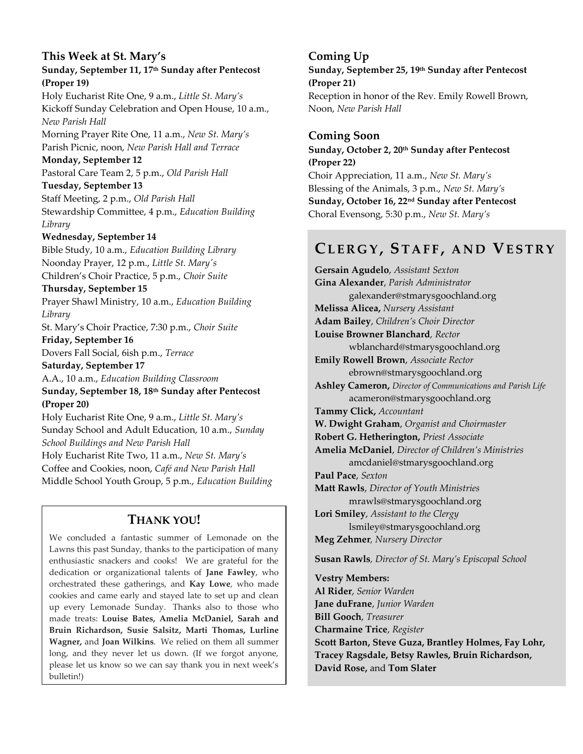## This Week at St. Mary's

**Sunday, September 11, 17th Sunday after Pentecost (Proper 19)**
Holy Eucharist Rite One, 9 a.m., *Little St. Mary's*
Kickoff Sunday Celebration and Open House, 10 a.m., *New Parish Hall*
Morning Prayer Rite One, 11 a.m., *New St. Mary's*
Parish Picnic, noon, *New Parish Hall and Terrace*

**Monday, September 12**
Pastoral Care Team 2, 5 p.m., *Old Parish Hall*

**Tuesday, September 13**
Staff Meeting, 2 p.m., *Old Parish Hall*
Stewardship Committee, 4 p.m., *Education Building Library*

**Wednesday, September 14**
Bible Study, 10 a.m., *Education Building Library*
Noonday Prayer, 12 p.m., *Little St. Mary's*
Children's Choir Practice, 5 p.m., *Choir Suite*

**Thursday, September 15**
Prayer Shawl Ministry, 10 a.m., *Education Building Library*
St. Mary's Choir Practice, 7:30 p.m., *Choir Suite*

**Friday, September 16**
Dovers Fall Social, 6ish p.m., *Terrace*

**Saturday, September 17**
A.A., 10 a.m., *Education Building Classroom*

**Sunday, September 18, 18th Sunday after Pentecost (Proper 20)**
Holy Eucharist Rite One, 9 a.m., *Little St. Mary's*
Sunday School and Adult Education, 10 a.m., *Sunday School Buildings and New Parish Hall*
Holy Eucharist Rite Two, 11 a.m., *New St. Mary's*
Coffee and Cookies, noon, *Café and New Parish Hall*
Middle School Youth Group, 5 p.m., *Education Building*

## THANK YOU!

We concluded a fantastic summer of Lemonade on the Lawns this past Sunday, thanks to the participation of many enthusiastic snackers and cooks! We are grateful for the dedication or organizational talents of **Jane Fawley**, who orchestrated these gatherings, and **Kay Lowe**, who made cookies and came early and stayed late to set up and clean up every Lemonade Sunday. Thanks also to those who made treats: **Louise Bates, Amelia McDaniel, Sarah and Bruin Richardson, Susie Salsitz, Marti Thomas, Lurline Wagner,** and **Joan Wilkins**. We relied on them all summer long, and they never let us down. (If we forgot anyone, please let us know so we can say thank you in next week's bulletin!)

## Coming Up

**Sunday, September 25, 19th Sunday after Pentecost (Proper 21)**
Reception in honor of the Rev. Emily Rowell Brown, Noon, *New Parish Hall*

## Coming Soon

**Sunday, October 2, 20th Sunday after Pentecost (Proper 22)**
Choir Appreciation, 11 a.m., *New St. Mary's*
Blessing of the Animals, 3 p.m., *New St. Mary's*

**Sunday, October 16, 22nd Sunday after Pentecost**
Choral Evensong, 5:30 p.m., *New St. Mary's*

## CLERGY, STAFF, AND VESTRY

**Gersain Agudelo**, *Assistant Sexton*
**Gina Alexander**, *Parish Administrator*
galexander@stmarysgoochland.org
**Melissa Alicea,** *Nursery Assistant*
**Adam Bailey**, *Children's Choir Director*
**Louise Browner Blanchard**, *Rector*
wblanchard@stmarysgoochland.org
**Emily Rowell Brown**, *Associate Rector*
ebrown@stmarysgoochland.org
**Ashley Cameron,** *Director of Communications and Parish Life*
acameron@stmarysgoochland.org
**Tammy Click,** *Accountant*
**W. Dwight Graham**, *Organist and Choirmaster*
**Robert G. Hetherington,** *Priest Associate*
**Amelia McDaniel**, *Director of Children's Ministries*
amcdaniel@stmarysgoochland.org
**Paul Pace**, *Sexton*
**Matt Rawls**, *Director of Youth Ministries*
mrawls@stmarysgoochland.org
**Lori Smiley**, *Assistant to the Clergy*
lsmiley@stmarysgoochland.org
**Meg Zehmer**, *Nursery Director*

**Susan Rawls**, *Director of St. Mary's Episcopal School*

**Vestry Members:**
**Al Rider**, *Senior Warden*
**Jane duFrane**, *Junior Warden*
**Bill Gooch**, *Treasurer*
**Charmaine Trice**, *Register*
**Scott Barton, Steve Guza, Brantley Holmes, Fay Lohr, Tracey Ragsdale, Betsy Rawles, Bruin Richardson, David Rose,** and **Tom Slater**